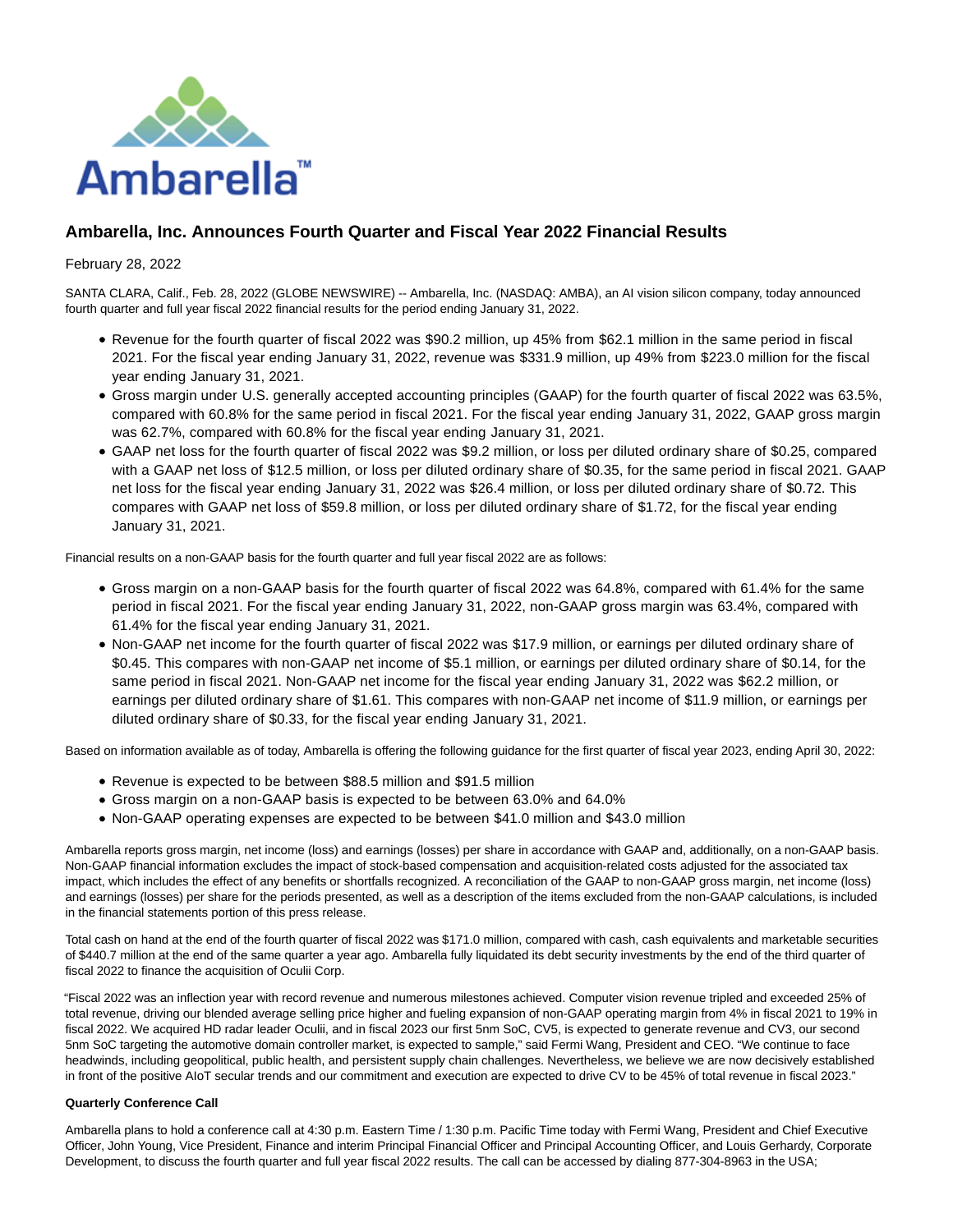# Ambarella, Inc. Announces Fourth Quarter and Fiscal Year 2022 Financial Results

February 28, 2022

SANTA CLARA, Calif., Feb. 28, 2022 (GLOBE NEWSWIRE) -- Ambarella, Inc. (NASDAQ: AMBA), an AI vision silicon company, today announced fourth quarter and full year fiscal 2022 financial results for the period ending January 31, 2022.

- Revenue for the fourth quarter of fiscal 2022 was $90.2 million, up 45% from $62.1 million in the same period in fiscal 2021. For the fiscal year ending January 31, 2022, revenue was $331.9 million, up 49% from $223.0 million for the fiscal year ending January 31, 2021.
- Gross margin under U.S. generally accepted accounting principles (GAAP) for the fourth quarter of fiscal 2022 was 63.5%, compared with 60.8% for the same period in fiscal 2021. For the fiscal year ending January 31, 2022, GAAP gross margin was 62.7%, compared with 60.8% for the fiscal year ending January 31, 2021.
- GAAP net loss for the fourth quarter of fiscal 2022 was $9.2 million, or loss per diluted ordinary share of $0.25, compared with a GAAP net loss of $12.5 million, or loss per diluted ordinary share of $0.35, for the same period in fiscal 2021. GAAP net loss for the fiscal year ending January 31, 2022 was $26.4 million, or loss per diluted ordinary share of $0.72. This compares with GAAP net loss of $59.8 million, or loss per diluted ordinary share of $1.72, for the fiscal year ending January 31, 2021.

Financial results on a non-GAAP basis for the fourth quarter and full year fiscal 2022 are as follows:

- Gross margin on a non-GAAP basis for the fourth quarter of fiscal 2022 was 64.8%, compared with 61.4% for the same period in fiscal 2021. For the fiscal year ending January 31, 2022, non-GAAP gross margin was 63.4%, compared with 61.4% for the fiscal year ending January 31, 2021.
- Non-GAAP net income for the fourth quarter of fiscal 2022 was $17.9 million, or earnings per diluted ordinary share of $0.45. This compares with non-GAAP net income of $5.1 million, or earnings per diluted ordinary share of $0.14, for the same period in fiscal 2021. Non-GAAP net income for the fiscal year ending January 31, 2022 was $62.2 million, or earnings per diluted ordinary share of $1.61. This compares with non-GAAP net income of $11.9 million, or earnings per diluted ordinary share of $0.33, for the fiscal year ending January 31, 2021.

Based on information available as of today, Ambarella is offering the following guidance for the first quarter of fiscal year 2023, ending April 30, 2022:

- Revenue is expected to be between $88.5 million and $91.5 million
- Gross margin on a non-GAAP basis is expected to be between 63.0% and 64.0%
- Non-GAAP operating expenses are expected to be between $41.0 million and $43.0 million

Ambarella reports gross margin, net income (loss) and earnings (losses) per share in accordance with GAAP and, additionally, on a non-GAAP basis. Non-GAAP financial information excludes the impact of stock-based compensation and acquisition-related costs adjusted for the associated tax impact, which includes the effect of any benefits or shortfalls recognized. A reconciliation of the GAAP to non-GAAP gross margin, net income (loss) and earnings (losses) per share for the periods presented, as well as a description of the items excluded from the non-GAAP calculations, is included in the financial statements portion of this press release.

Total cash on hand at the end of the fourth quarter of fiscal 2022 was $171.0 million, compared with cash, cash equivalents and marketable securities of $440.7 million at the end of the same quarter a year ago. Ambarella fully liquidated its debt security investments by the end of the third quarter of fiscal 2022 to finance the acquisition of Oculii Corp.

"Fiscal 2022 was an inflection year with record revenue and numerous milestones achieved. Computer vision revenue tripled and exceeded 25% of total revenue, driving our blended average selling price higher and fueling expansion of non-GAAP operating margin from 4% in fiscal 2021 to 19% in fiscal 2022. We acquired HD radar leader Oculii, and in fiscal 2023 our first 5nm SoC, CV5, is expected to generate revenue and CV3, our second 5nm SoC targeting the automotive domain controller market, is expected to sample," said Fermi Wang, President and CEO. "We continue to face headwinds, including geopolitical, public health, and persistent supply chain challenges. Nevertheless, we believe we are now decisively established in front of the positive AIoT secular trends and our commitment and execution are expected to drive CV to be 45% of total revenue in fiscal 2023."

**Quarterly Conference Call**

Ambarella plans to hold a conference call at 4:30 p.m. Eastern Time / 1:30 p.m. Pacific Time today with Fermi Wang, President and Chief Executive Officer, John Young, Vice President, Finance and interim Principal Financial Officer and Principal Accounting Officer, and Louis Gerhardy, Corporate Development, to discuss the fourth quarter and full year fiscal 2022 results. The call can be accessed by dialing 877-304-8963 in the USA;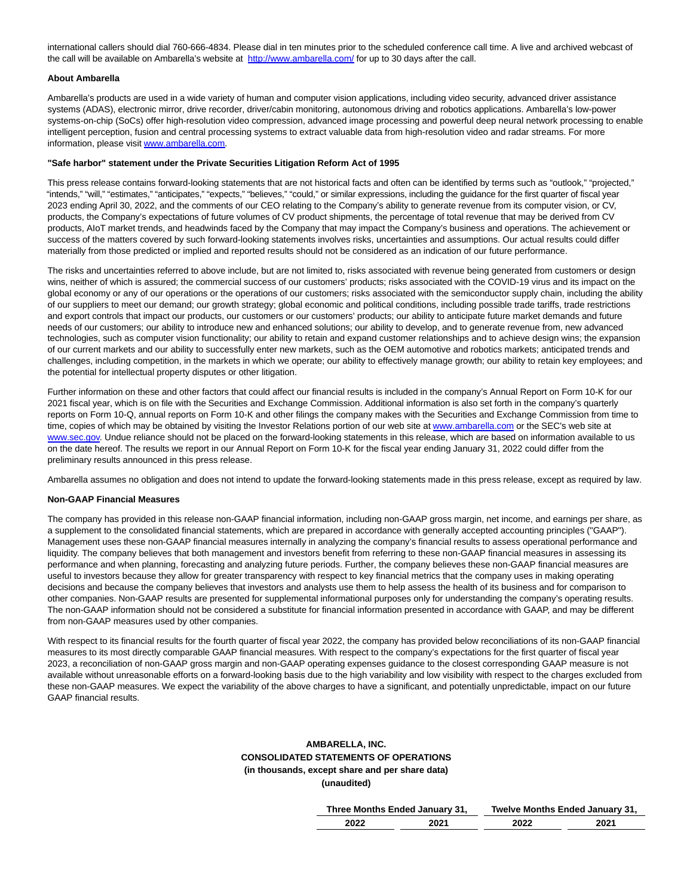international callers should dial 760-666-4834. Please dial in ten minutes prior to the scheduled conference call time. A live and archived webcast of the call will be available on Ambarella's website at http://www.ambarella.com/ for up to 30 days after the call.

**About Ambarella**

Ambarella's products are used in a wide variety of human and computer vision applications, including video security, advanced driver assistance systems (ADAS), electronic mirror, drive recorder, driver/cabin monitoring, autonomous driving and robotics applications. Ambarella's low-power systems-on-chip (SoCs) offer high-resolution video compression, advanced image processing and powerful deep neural network processing to enable intelligent perception, fusion and central processing systems to extract valuable data from high-resolution video and radar streams. For more information, please visit www.ambarella.com.

**"Safe harbor" statement under the Private Securities Litigation Reform Act of 1995**

This press release contains forward-looking statements that are not historical facts and often can be identified by terms such as "outlook," "projected," "intends," "will," "estimates," "anticipates," "expects," "believes," "could," or similar expressions, including the guidance for the first quarter of fiscal year 2023 ending April 30, 2022, and the comments of our CEO relating to the Company's ability to generate revenue from its computer vision, or CV, products, the Company's expectations of future volumes of CV product shipments, the percentage of total revenue that may be derived from CV products, AIoT market trends, and headwinds faced by the Company that may impact the Company's business and operations. The achievement or success of the matters covered by such forward-looking statements involves risks, uncertainties and assumptions. Our actual results could differ materially from those predicted or implied and reported results should not be considered as an indication of our future performance.

The risks and uncertainties referred to above include, but are not limited to, risks associated with revenue being generated from customers or design wins, neither of which is assured; the commercial success of our customers' products; risks associated with the COVID-19 virus and its impact on the global economy or any of our operations or the operations of our customers; risks associated with the semiconductor supply chain, including the ability of our suppliers to meet our demand; our growth strategy; global economic and political conditions, including possible trade tariffs, trade restrictions and export controls that impact our products, our customers or our customers' products; our ability to anticipate future market demands and future needs of our customers; our ability to introduce new and enhanced solutions; our ability to develop, and to generate revenue from, new advanced technologies, such as computer vision functionality; our ability to retain and expand customer relationships and to achieve design wins; the expansion of our current markets and our ability to successfully enter new markets, such as the OEM automotive and robotics markets; anticipated trends and challenges, including competition, in the markets in which we operate; our ability to effectively manage growth; our ability to retain key employees; and the potential for intellectual property disputes or other litigation.

Further information on these and other factors that could affect our financial results is included in the company's Annual Report on Form 10-K for our 2021 fiscal year, which is on file with the Securities and Exchange Commission. Additional information is also set forth in the company's quarterly reports on Form 10-Q, annual reports on Form 10-K and other filings the company makes with the Securities and Exchange Commission from time to time, copies of which may be obtained by visiting the Investor Relations portion of our web site at www.ambarella.com or the SEC's web site at www.sec.gov. Undue reliance should not be placed on the forward-looking statements in this release, which are based on information available to us on the date hereof. The results we report in our Annual Report on Form 10-K for the fiscal year ending January 31, 2022 could differ from the preliminary results announced in this press release.

Ambarella assumes no obligation and does not intend to update the forward-looking statements made in this press release, except as required by law.

**Non-GAAP Financial Measures**

The company has provided in this release non-GAAP financial information, including non-GAAP gross margin, net income, and earnings per share, as a supplement to the consolidated financial statements, which are prepared in accordance with generally accepted accounting principles ("GAAP"). Management uses these non-GAAP financial measures internally in analyzing the company's financial results to assess operational performance and liquidity. The company believes that both management and investors benefit from referring to these non-GAAP financial measures in assessing its performance and when planning, forecasting and analyzing future periods. Further, the company believes these non-GAAP financial measures are useful to investors because they allow for greater transparency with respect to key financial metrics that the company uses in making operating decisions and because the company believes that investors and analysts use them to help assess the health of its business and for comparison to other companies. Non-GAAP results are presented for supplemental informational purposes only for understanding the company's operating results. The non-GAAP information should not be considered a substitute for financial information presented in accordance with GAAP, and may be different from non-GAAP measures used by other companies.

With respect to its financial results for the fourth quarter of fiscal year 2022, the company has provided below reconciliations of its non-GAAP financial measures to its most directly comparable GAAP financial measures. With respect to the company's expectations for the first quarter of fiscal year 2023, a reconciliation of non-GAAP gross margin and non-GAAP operating expenses guidance to the closest corresponding GAAP measure is not available without unreasonable efforts on a forward-looking basis due to the high variability and low visibility with respect to the charges excluded from these non-GAAP measures. We expect the variability of the above charges to have a significant, and potentially unpredictable, impact on our future GAAP financial results.

**AMBARELLA, INC.**
**CONSOLIDATED STATEMENTS OF OPERATIONS**
**(in thousands, except share and per share data)**
**(unaudited)**

| | Three Months Ended January 31, | | Twelve Months Ended January 31, | |
|---|---|---|---|---|
| | 2022 | 2021 | 2022 | 2021 |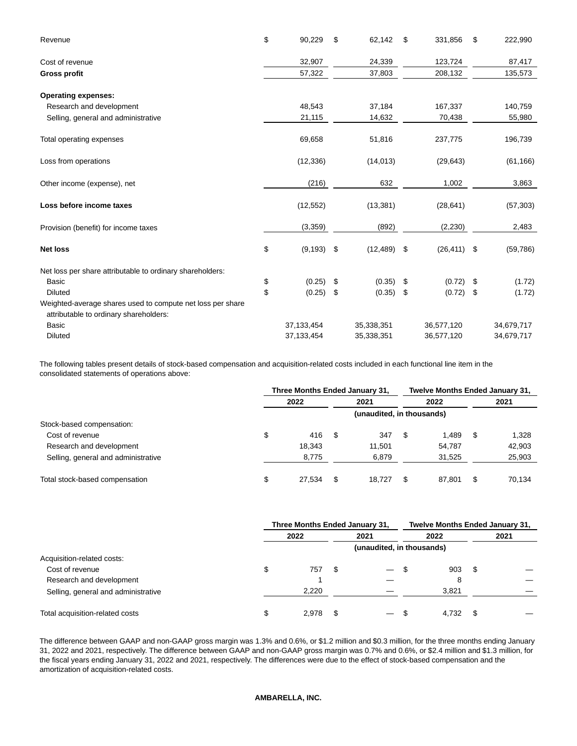| | | | | |
|---|---|---|---|---|
| Revenue | $ 90,229 | $ 62,142 | $ 331,856 | $ 222,990 |
| Cost of revenue | 32,907 | 24,339 | 123,724 | 87,417 |
| **Gross profit** | 57,322 | 37,803 | 208,132 | 135,573 |
| **Operating expenses:** | | | | |
| Research and development | 48,543 | 37,184 | 167,337 | 140,759 |
| Selling, general and administrative | 21,115 | 14,632 | 70,438 | 55,980 |
| Total operating expenses | 69,658 | 51,816 | 237,775 | 196,739 |
| Loss from operations | (12,336) | (14,013) | (29,643) | (61,166) |
| Other income (expense), net | (216) | 632 | 1,002 | 3,863 |
| **Loss before income taxes** | (12,552) | (13,381) | (28,641) | (57,303) |
| Provision (benefit) for income taxes | (3,359) | (892) | (2,230) | 2,483 |
| **Net loss** | $ (9,193) | $ (12,489) | $ (26,411) | $ (59,786) |
| Net loss per share attributable to ordinary shareholders: | | | | |
| Basic | $ (0.25) | $ (0.35) | $ (0.72) | $ (1.72) |
| Diluted | $ (0.25) | $ (0.35) | $ (0.72) | $ (1.72) |
| Weighted-average shares used to compute net loss per share attributable to ordinary shareholders: | | | | |
| Basic | 37,133,454 | 35,338,351 | 36,577,120 | 34,679,717 |
| Diluted | 37,133,454 | 35,338,351 | 36,577,120 | 34,679,717 |

The following tables present details of stock-based compensation and acquisition-related costs included in each functional line item in the consolidated statements of operations above:

| | Three Months Ended January 31, | | Twelve Months Ended January 31, | |
|---|---|---|---|---|
| | 2022 | 2021 | 2022 | 2021 |
| | (unaudited, in thousands) | | | |
| Stock-based compensation: | | | | |
| Cost of revenue | $ 416 | $ 347 | $ 1,489 | $ 1,328 |
| Research and development | 18,343 | 11,501 | 54,787 | 42,903 |
| Selling, general and administrative | 8,775 | 6,879 | 31,525 | 25,903 |
| Total stock-based compensation | $ 27,534 | $ 18,727 | $ 87,801 | $ 70,134 |

| | Three Months Ended January 31, | | Twelve Months Ended January 31, | |
|---|---|---|---|---|
| | 2022 | 2021 | 2022 | 2021 |
| | (unaudited, in thousands) | | | |
| Acquisition-related costs: | | | | |
| Cost of revenue | $ 757 | $ — | $ 903 | $ — |
| Research and development | 1 | — | 8 | — |
| Selling, general and administrative | 2,220 | — | 3,821 | — |
| Total acquisition-related costs | $ 2,978 | $ — | $ 4,732 | $ — |

The difference between GAAP and non-GAAP gross margin was 1.3% and 0.6%, or $1.2 million and $0.3 million, for the three months ending January 31, 2022 and 2021, respectively. The difference between GAAP and non-GAAP gross margin was 0.7% and 0.6%, or $2.4 million and $1.3 million, for the fiscal years ending January 31, 2022 and 2021, respectively. The differences were due to the effect of stock-based compensation and the amortization of acquisition-related costs.

**AMBARELLA, INC.**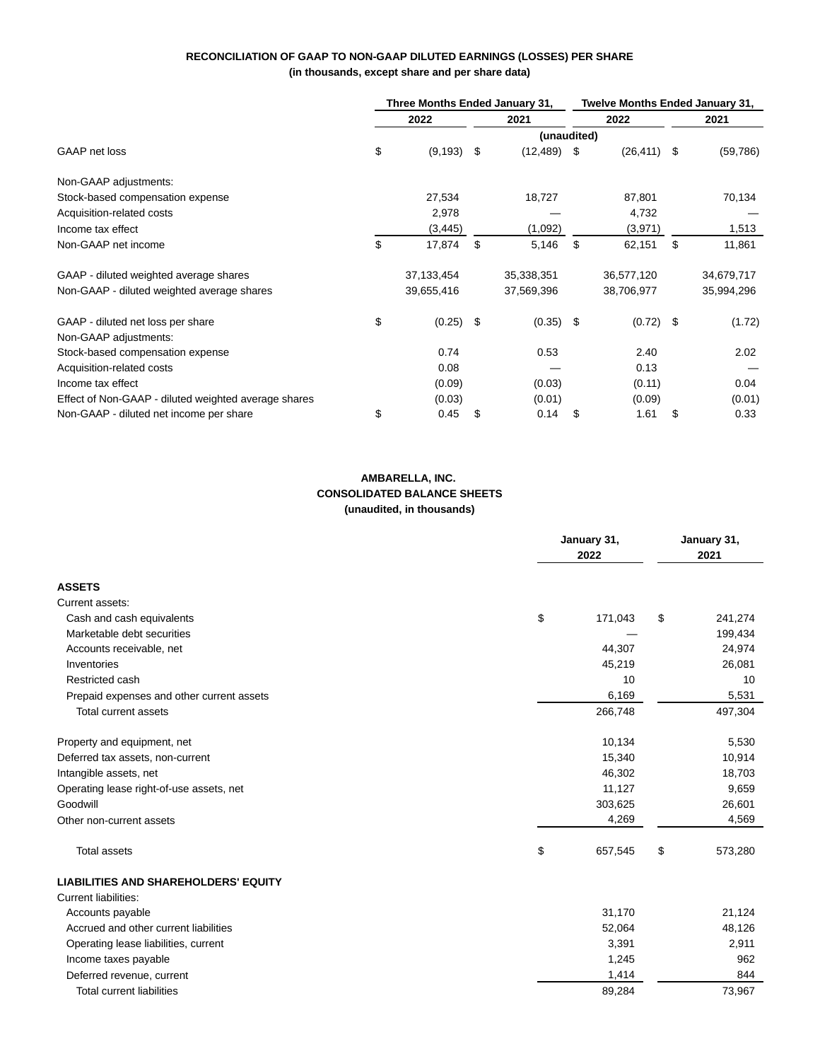**RECONCILIATION OF GAAP TO NON-GAAP DILUTED EARNINGS (LOSSES) PER SHARE**
**(in thousands, except share and per share data)**

| | Three Months Ended January 31, | | Twelve Months Ended January 31, | |
|---|---|---|---|---|
| | 2022 | 2021 | 2022 | 2021 |
| | (unaudited) | | | |
| GAAP net loss | $ (9,193) | $ (12,489) | $ (26,411) | $ (59,786) |
| Non-GAAP adjustments: | | | | |
| Stock-based compensation expense | 27,534 | 18,727 | 87,801 | 70,134 |
| Acquisition-related costs | 2,978 | — | 4,732 | — |
| Income tax effect | (3,445) | (1,092) | (3,971) | 1,513 |
| Non-GAAP net income | $ 17,874 | $ 5,146 | $ 62,151 | $ 11,861 |
| GAAP - diluted weighted average shares | 37,133,454 | 35,338,351 | 36,577,120 | 34,679,717 |
| Non-GAAP - diluted weighted average shares | 39,655,416 | 37,569,396 | 38,706,977 | 35,994,296 |
| GAAP - diluted net loss per share | $ (0.25) | $ (0.35) | $ (0.72) | $ (1.72) |
| Non-GAAP adjustments: | | | | |
| Stock-based compensation expense | 0.74 | 0.53 | 2.40 | 2.02 |
| Acquisition-related costs | 0.08 | — | 0.13 | — |
| Income tax effect | (0.09) | (0.03) | (0.11) | 0.04 |
| Effect of Non-GAAP - diluted weighted average shares | (0.03) | (0.01) | (0.09) | (0.01) |
| Non-GAAP - diluted net income per share | $ 0.45 | $ 0.14 | $ 1.61 | $ 0.33 |

**AMBARELLA, INC.**
**CONSOLIDATED BALANCE SHEETS**
**(unaudited, in thousands)**

| | January 31, 2022 | January 31, 2021 |
|---|---|---|
| **ASSETS** | | |
| Current assets: | | |
| Cash and cash equivalents | $ 171,043 | $ 241,274 |
| Marketable debt securities | — | 199,434 |
| Accounts receivable, net | 44,307 | 24,974 |
| Inventories | 45,219 | 26,081 |
| Restricted cash | 10 | 10 |
| Prepaid expenses and other current assets | 6,169 | 5,531 |
| Total current assets | 266,748 | 497,304 |
| Property and equipment, net | 10,134 | 5,530 |
| Deferred tax assets, non-current | 15,340 | 10,914 |
| Intangible assets, net | 46,302 | 18,703 |
| Operating lease right-of-use assets, net | 11,127 | 9,659 |
| Goodwill | 303,625 | 26,601 |
| Other non-current assets | 4,269 | 4,569 |
| Total assets | $ 657,545 | $ 573,280 |
| **LIABILITIES AND SHAREHOLDERS' EQUITY** | | |
| Current liabilities: | | |
| Accounts payable | 31,170 | 21,124 |
| Accrued and other current liabilities | 52,064 | 48,126 |
| Operating lease liabilities, current | 3,391 | 2,911 |
| Income taxes payable | 1,245 | 962 |
| Deferred revenue, current | 1,414 | 844 |
| Total current liabilities | 89,284 | 73,967 |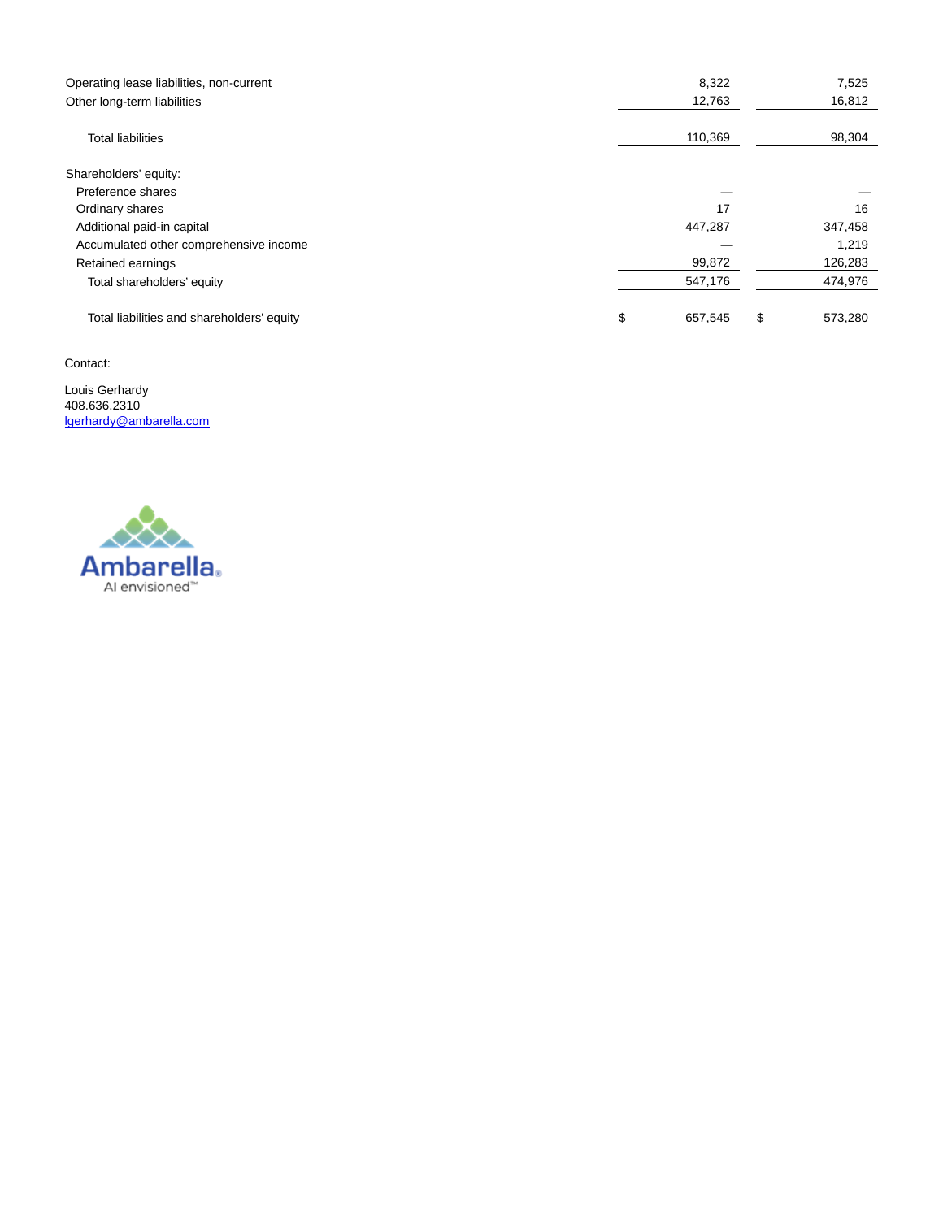| | | |
|---|---|---|
| Operating lease liabilities, non-current | 8,322 | 7,525 |
| Other long-term liabilities | 12,763 | 16,812 |
| Total liabilities | 110,369 | 98,304 |
| Shareholders' equity: | | |
| Preference shares | — | — |
| Ordinary shares | 17 | 16 |
| Additional paid-in capital | 447,287 | 347,458 |
| Accumulated other comprehensive income | — | 1,219 |
| Retained earnings | 99,872 | 126,283 |
| Total shareholders' equity | 547,176 | 474,976 |
| Total liabilities and shareholders' equity | $ 657,545 | $ 573,280 |

Contact:

Louis Gerhardy
408.636.2310
lgerhardy@ambarella.com

Ambarella
AI envisioned™